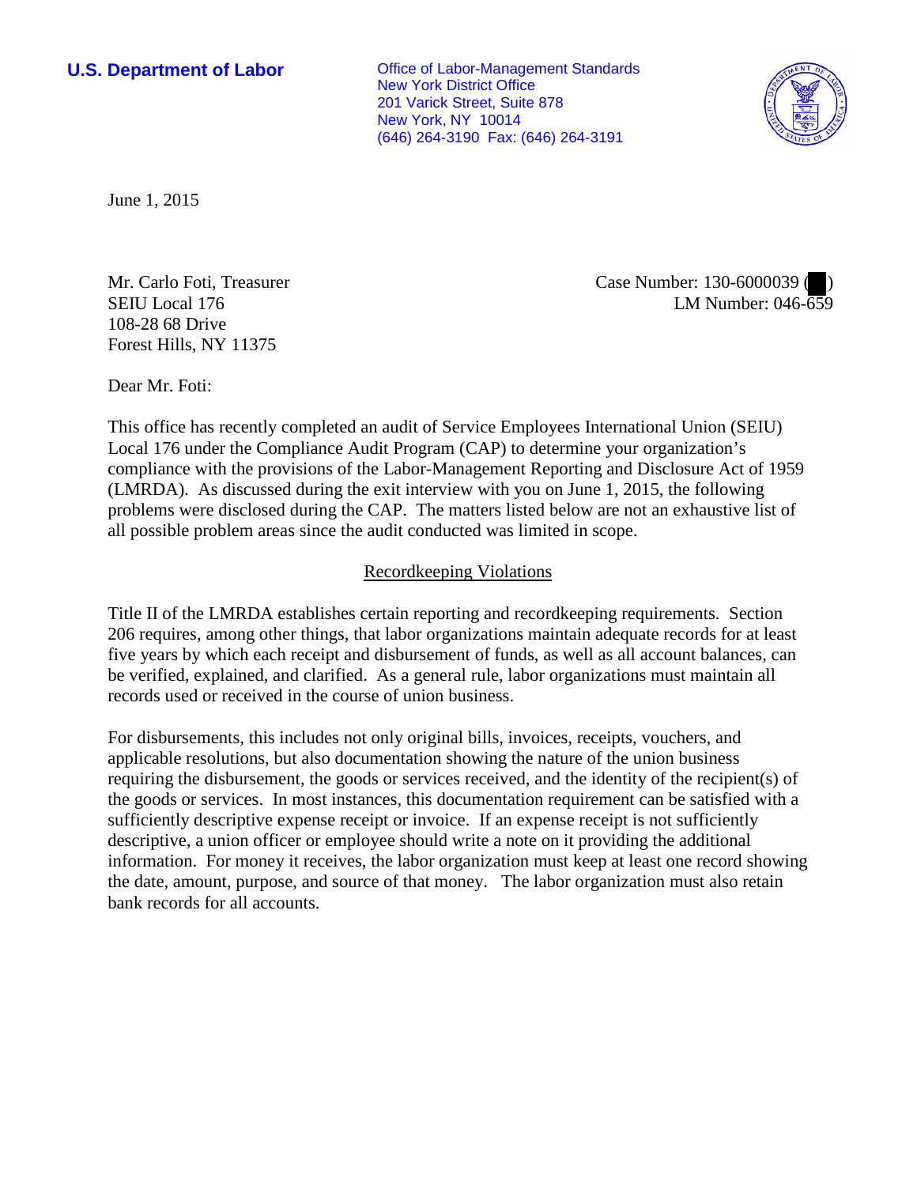**U.S. Department of Labor**

Office of Labor-Management Standards
New York District Office
201 Varick Street, Suite 878
New York, NY 10014
(646) 264-3190 Fax: (646) 264-3191

June 1, 2015

Mr. Carlo Foti, Treasurer
SEIU Local 176
108-28 68 Drive
Forest Hills, NY 11375

Case Number: 130-6000039 ( )
LM Number: 046-659

Dear Mr. Foti:

This office has recently completed an audit of Service Employees International Union (SEIU) Local 176 under the Compliance Audit Program (CAP) to determine your organization's compliance with the provisions of the Labor-Management Reporting and Disclosure Act of 1959 (LMRDA). As discussed during the exit interview with you on June 1, 2015, the following problems were disclosed during the CAP. The matters listed below are not an exhaustive list of all possible problem areas since the audit conducted was limited in scope.

## Recordkeeping Violations

Title II of the LMRDA establishes certain reporting and recordkeeping requirements. Section 206 requires, among other things, that labor organizations maintain adequate records for at least five years by which each receipt and disbursement of funds, as well as all account balances, can be verified, explained, and clarified. As a general rule, labor organizations must maintain all records used or received in the course of union business.

For disbursements, this includes not only original bills, invoices, receipts, vouchers, and applicable resolutions, but also documentation showing the nature of the union business requiring the disbursement, the goods or services received, and the identity of the recipient(s) of the goods or services. In most instances, this documentation requirement can be satisfied with a sufficiently descriptive expense receipt or invoice. If an expense receipt is not sufficiently descriptive, a union officer or employee should write a note on it providing the additional information. For money it receives, the labor organization must keep at least one record showing the date, amount, purpose, and source of that money. The labor organization must also retain bank records for all accounts.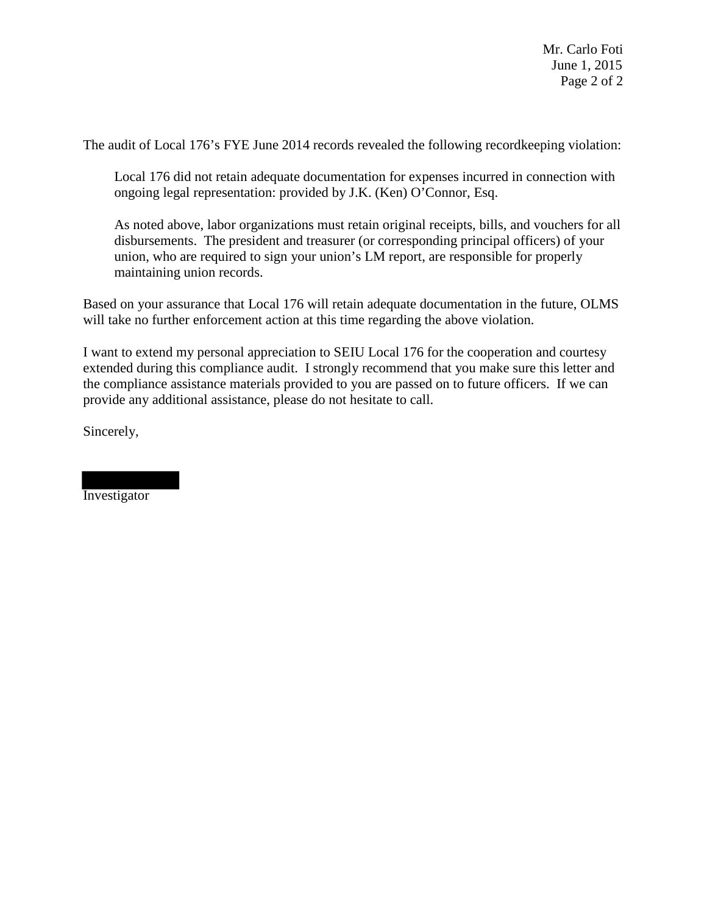The audit of Local 176's FYE June 2014 records revealed the following recordkeeping violation:

> Local 176 did not retain adequate documentation for expenses incurred in connection with ongoing legal representation: provided by J.K. (Ken) O'Connor, Esq.
>
> As noted above, labor organizations must retain original receipts, bills, and vouchers for all disbursements. The president and treasurer (or corresponding principal officers) of your union, who are required to sign your union's LM report, are responsible for properly maintaining union records.

Based on your assurance that Local 176 will retain adequate documentation in the future, OLMS will take no further enforcement action at this time regarding the above violation.

I want to extend my personal appreciation to SEIU Local 176 for the cooperation and courtesy extended during this compliance audit. I strongly recommend that you make sure this letter and the compliance assistance materials provided to you are passed on to future officers. If we can provide any additional assistance, please do not hesitate to call.

Sincerely,

Investigator